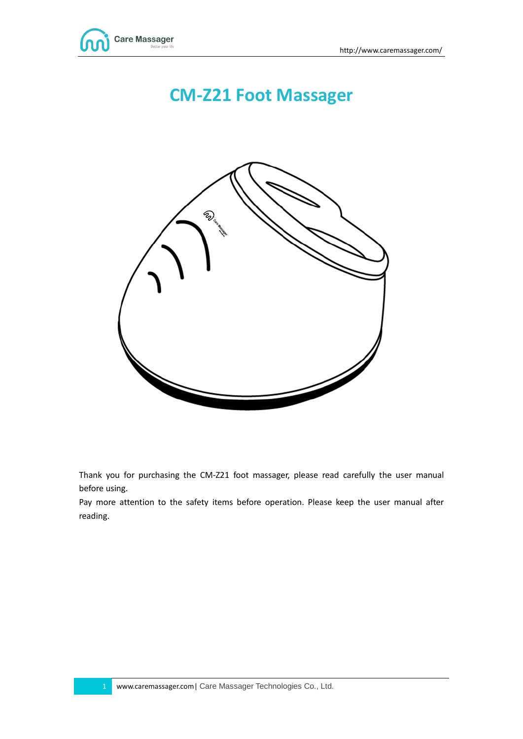# CM-Z21 Foot Massager

Thank you for purchasing the CM-Z21 foot massager, please read carefully the user manual before using.

Pay more attention to the safety items before operation. Please keep the user manual after reading.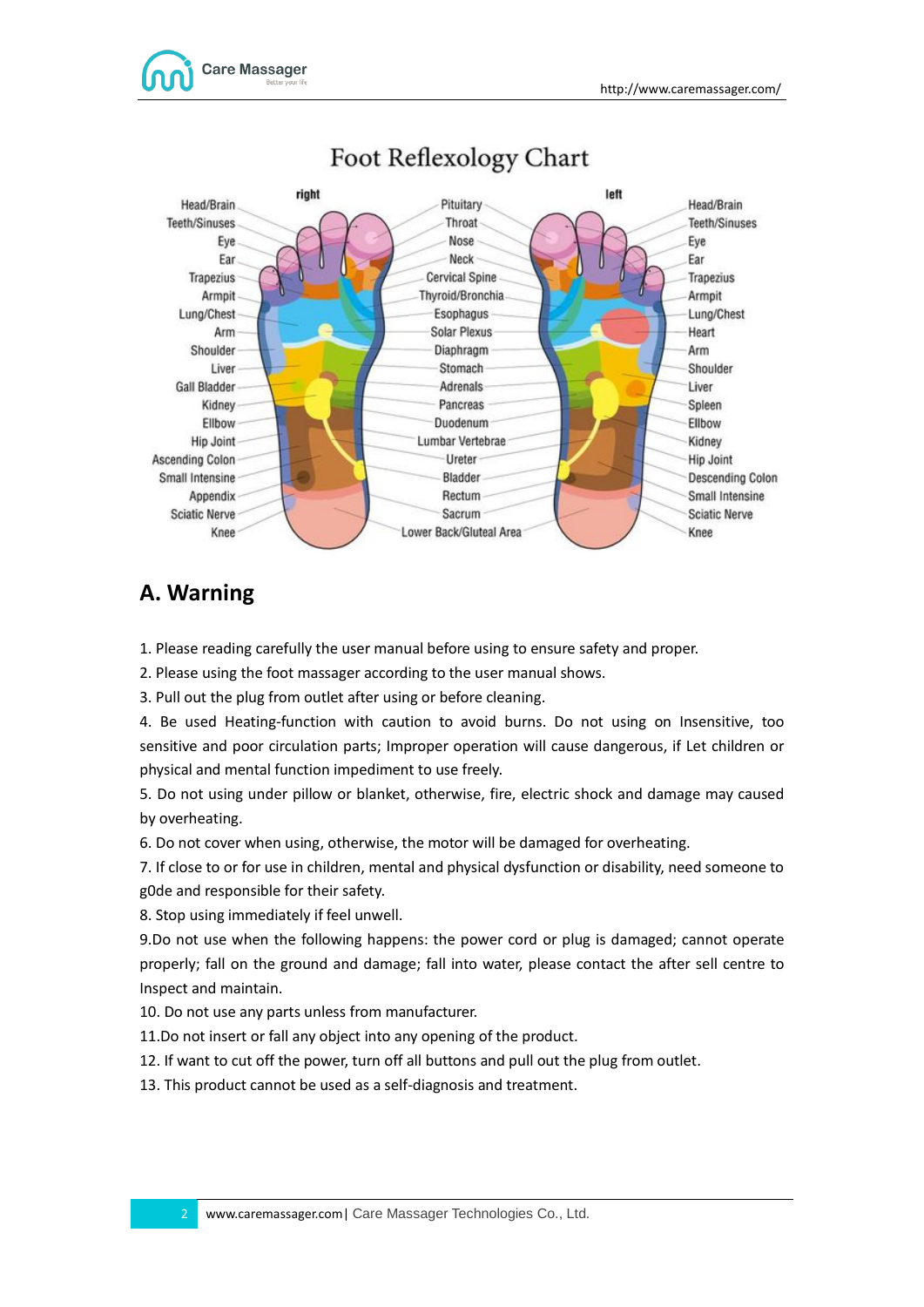# Foot Reflexology Chart

## A. Warning

1. Please reading carefully the user manual before using to ensure safety and proper.
2. Please using the foot massager according to the user manual shows.
3. Pull out the plug from outlet after using or before cleaning.
4. Be used Heating-function with caution to avoid burns. Do not using on Insensitive, too sensitive and poor circulation parts; Improper operation will cause dangerous, if Let children or physical and mental function impediment to use freely.
5. Do not using under pillow or blanket, otherwise, fire, electric shock and damage may caused by overheating.
6. Do not cover when using, otherwise, the motor will be damaged for overheating.
7. If close to or for use in children, mental and physical dysfunction or disability, need someone to g0de and responsible for their safety.
8. Stop using immediately if feel unwell.
9. Do not use when the following happens: the power cord or plug is damaged; cannot operate properly; fall on the ground and damage; fall into water, please contact the after sell centre to Inspect and maintain.
10. Do not use any parts unless from manufacturer.
11. Do not insert or fall any object into any opening of the product.
12. If want to cut off the power, turn off all buttons and pull out the plug from outlet.
13. This product cannot be used as a self-diagnosis and treatment.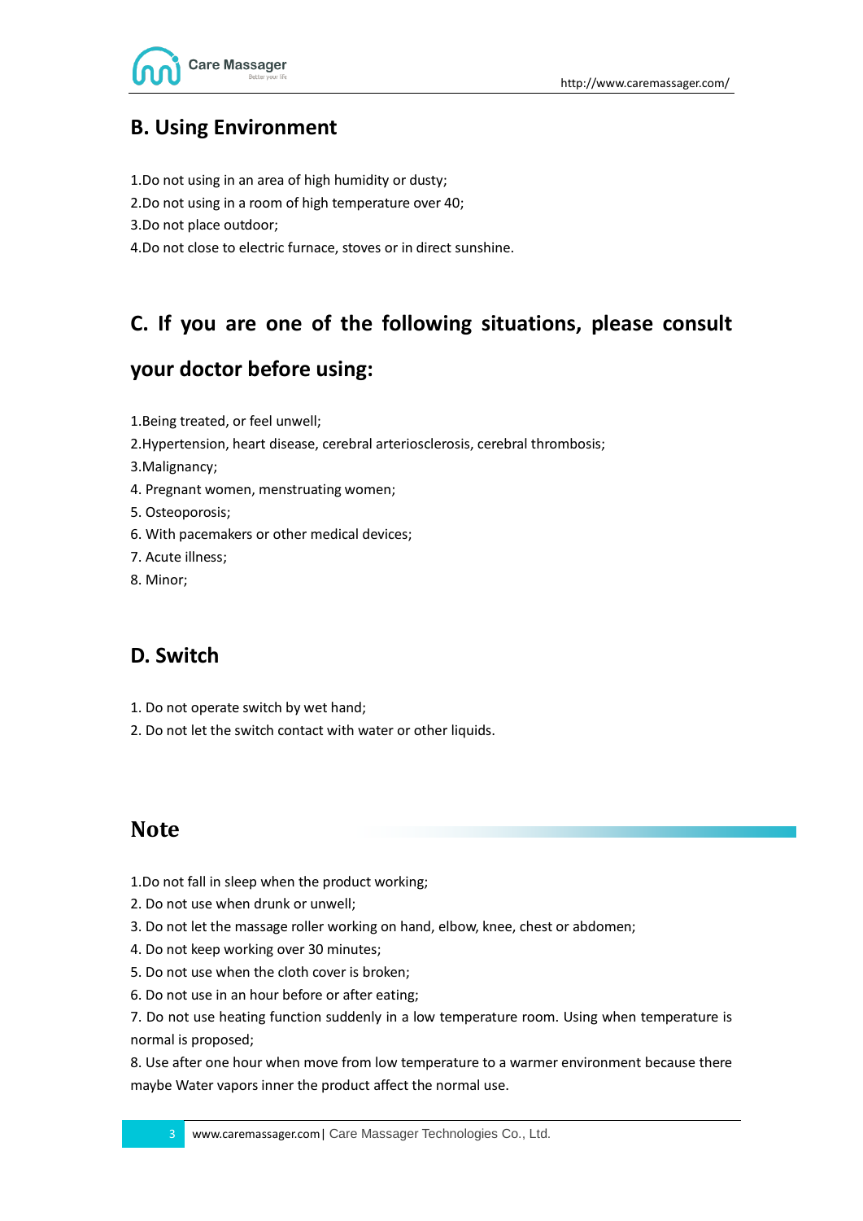## B. Using Environment

1.Do not using in an area of high humidity or dusty;
2.Do not using in a room of high temperature over 40;
3.Do not place outdoor;
4.Do not close to electric furnace, stoves or in direct sunshine.

## C. If you are one of the following situations, please consult your doctor before using:

1.Being treated, or feel unwell;
2.Hypertension, heart disease, cerebral arteriosclerosis, cerebral thrombosis;
3.Malignancy;
4. Pregnant women, menstruating women;
5. Osteoporosis;
6. With pacemakers or other medical devices;
7. Acute illness;
8. Minor;

## D. Switch

1. Do not operate switch by wet hand;
2. Do not let the switch contact with water or other liquids.

## Note

1.Do not fall in sleep when the product working;
2. Do not use when drunk or unwell;
3. Do not let the massage roller working on hand, elbow, knee, chest or abdomen;
4. Do not keep working over 30 minutes;
5. Do not use when the cloth cover is broken;
6. Do not use in an hour before or after eating;
7. Do not use heating function suddenly in a low temperature room. Using when temperature is normal is proposed;
8. Use after one hour when move from low temperature to a warmer environment because there maybe Water vapors inner the product affect the normal use.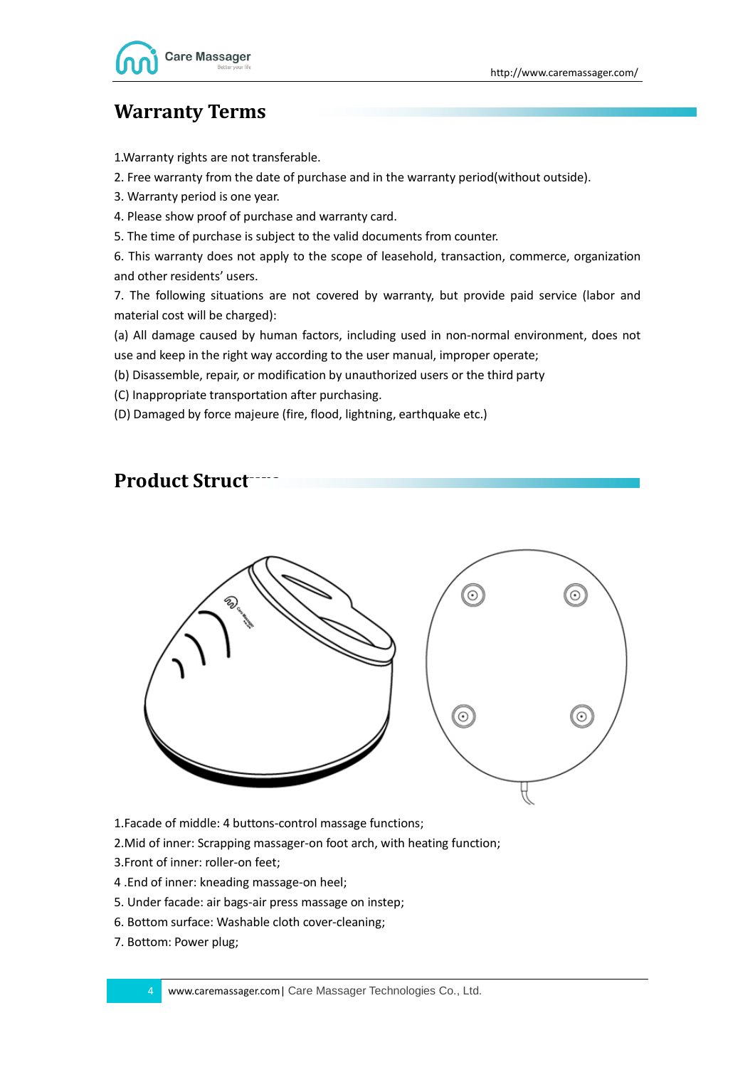## Warranty Terms

1.Warranty rights are not transferable.

2. Free warranty from the date of purchase and in the warranty period(without outside).

3. Warranty period is one year.

4. Please show proof of purchase and warranty card.

5. The time of purchase is subject to the valid documents from counter.

6. This warranty does not apply to the scope of leasehold, transaction, commerce, organization and other residents' users.

7. The following situations are not covered by warranty, but provide paid service (labor and material cost will be charged):

(a) All damage caused by human factors, including used in non-normal environment, does not use and keep in the right way according to the user manual, improper operate;

(b) Disassemble, repair, or modification by unauthorized users or the third party

(C) Inappropriate transportation after purchasing.

(D) Damaged by force majeure (fire, flood, lightning, earthquake etc.)

## Product Structure

1.Facade of middle: 4 buttons-control massage functions;

2.Mid of inner: Scrapping massager-on foot arch, with heating function;

3.Front of inner: roller-on feet;

4 .End of inner: kneading massage-on heel;

5. Under facade: air bags-air press massage on instep;

6. Bottom surface: Washable cloth cover-cleaning;

7. Bottom: Power plug;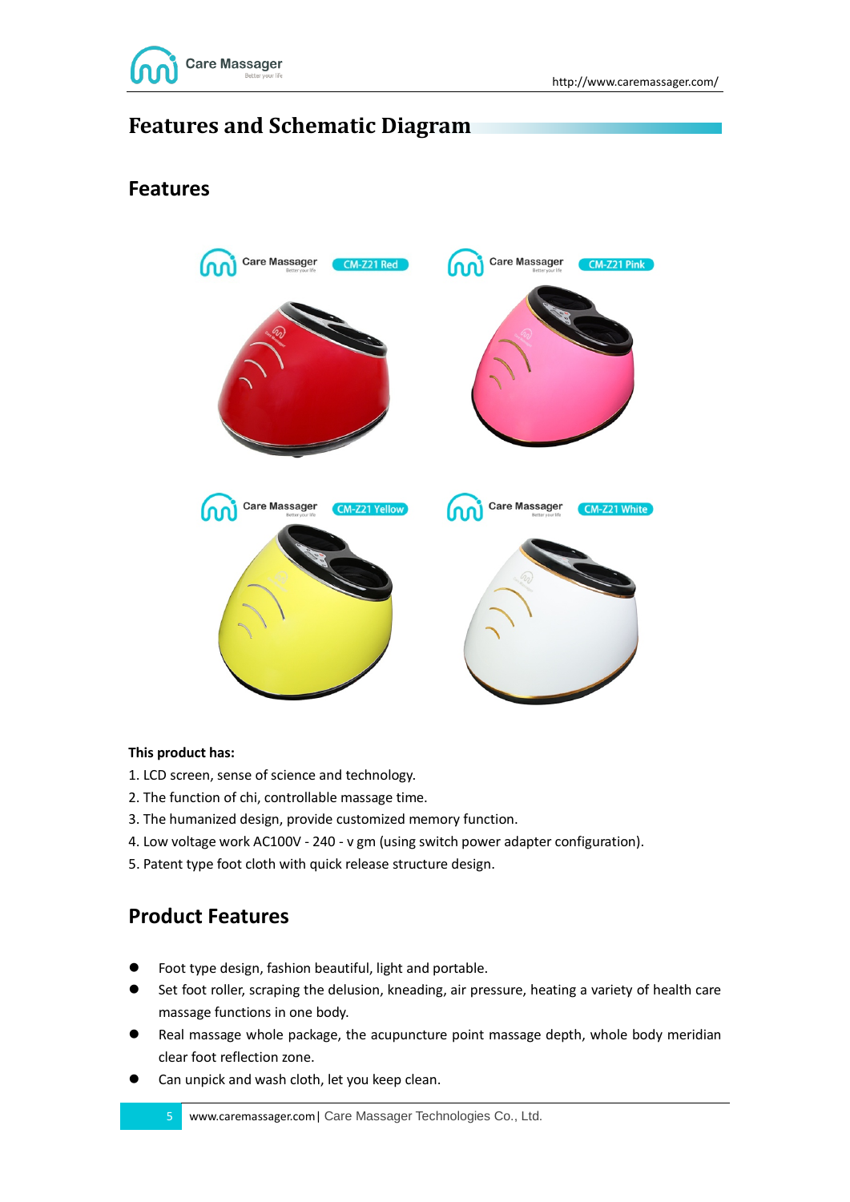# Features and Schematic Diagram

## Features

CM-Z21 Red

CM-Z21 Pink

CM-Z21 Yellow

CM-Z21 White

**This product has:**

1. LCD screen, sense of science and technology.
2. The function of chi, controllable massage time.
3. The humanized design, provide customized memory function.
4. Low voltage work AC100V - 240 - v gm (using switch power adapter configuration).
5. Patent type foot cloth with quick release structure design.

## Product Features

- Foot type design, fashion beautiful, light and portable.
- Set foot roller, scraping the delusion, kneading, air pressure, heating a variety of health care massage functions in one body.
- Real massage whole package, the acupuncture point massage depth, whole body meridian clear foot reflection zone.
- Can unpick and wash cloth, let you keep clean.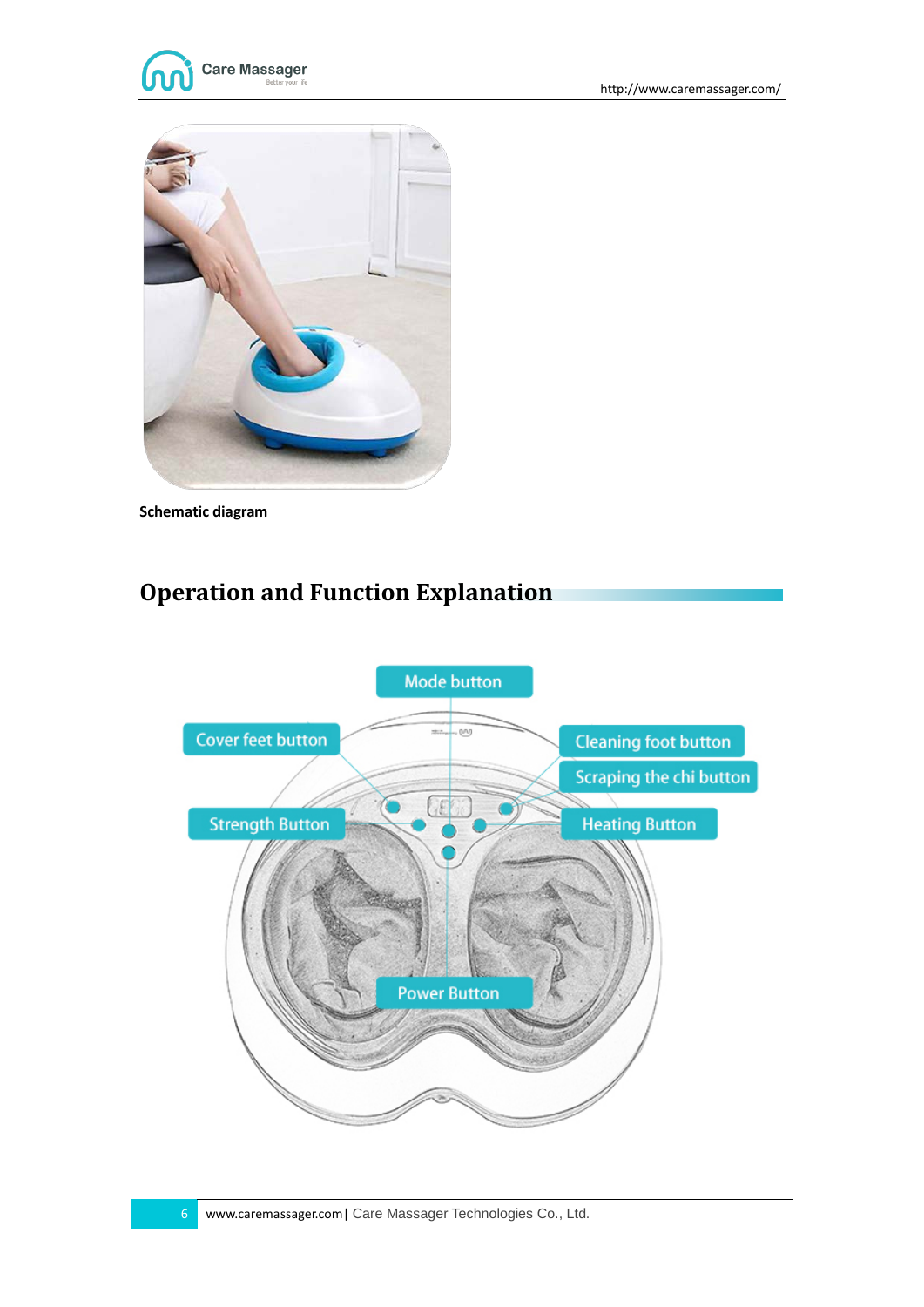Schematic diagram

## Operation and Function Explanation

Mode button

Cover feet button

Cleaning foot button

Scraping the chi button

Strength Button

Heating Button

Power Button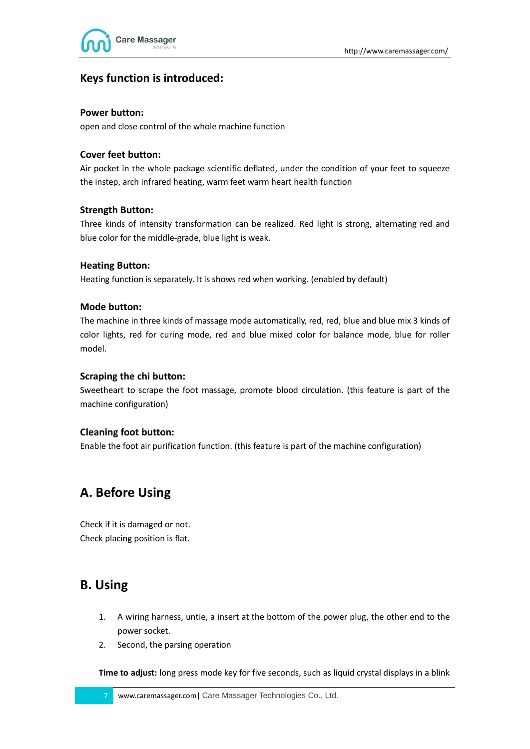## Keys function is introduced:

**Power button:**

open and close control of the whole machine function

**Cover feet button:**

Air pocket in the whole package scientific deflated, under the condition of your feet to squeeze the instep, arch infrared heating, warm feet warm heart health function

**Strength Button:**

Three kinds of intensity transformation can be realized. Red light is strong, alternating red and blue color for the middle-grade, blue light is weak.

**Heating Button:**

Heating function is separately. It is shows red when working. (enabled by default)

**Mode button:**

The machine in three kinds of massage mode automatically, red, red, blue and blue mix 3 kinds of color lights, red for curing mode, red and blue mixed color for balance mode, blue for roller model.

**Scraping the chi button:**

Sweetheart to scrape the foot massage, promote blood circulation. (this feature is part of the machine configuration)

**Cleaning foot button:**

Enable the foot air purification function. (this feature is part of the machine configuration)

## A. Before Using

Check if it is damaged or not.
Check placing position is flat.

## B. Using

1. A wiring harness, untie, a insert at the bottom of the power plug, the other end to the power socket.
2. Second, the parsing operation

**Time to adjust:** long press mode key for five seconds, such as liquid crystal displays in a blink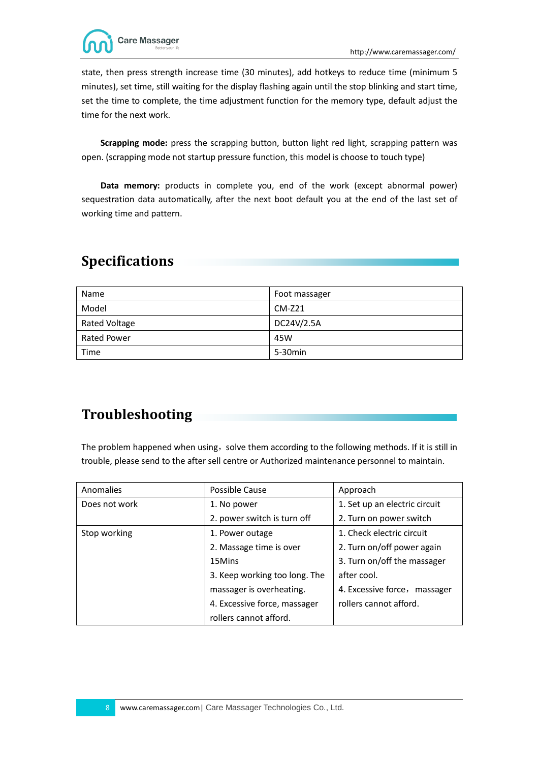state, then press strength increase time (30 minutes), add hotkeys to reduce time (minimum 5 minutes), set time, still waiting for the display flashing again until the stop blinking and start time, set the time to complete, the time adjustment function for the memory type, default adjust the time for the next work.

**Scrapping mode:** press the scrapping button, button light red light, scrapping pattern was open. (scrapping mode not startup pressure function, this model is choose to touch type)

**Data memory:** products in complete you, end of the work (except abnormal power) sequestration data automatically, after the next boot default you at the end of the last set of working time and pattern.

## Specifications

| Name | Foot massager |
|---|---|
| Model | CM-Z21 |
| Rated Voltage | DC24V/2.5A |
| Rated Power | 45W |
| Time | 5-30min |

## Troubleshooting

The problem happened when using，solve them according to the following methods. If it is still in trouble, please send to the after sell centre or Authorized maintenance personnel to maintain.

| Anomalies | Possible Cause | Approach |
|---|---|---|
| Does not work | 1. No power<br>2. power switch is turn off | 1. Set up an electric circuit<br>2. Turn on power switch |
| Stop working | 1. Power outage<br>2. Massage time is over 15Mins<br>3. Keep working too long. The massager is overheating.<br>4. Excessive force, massager rollers cannot afford. | 1. Check electric circuit<br>2. Turn on/off power again<br>3. Turn on/off the massager after cool.<br>4. Excessive force，massager rollers cannot afford. |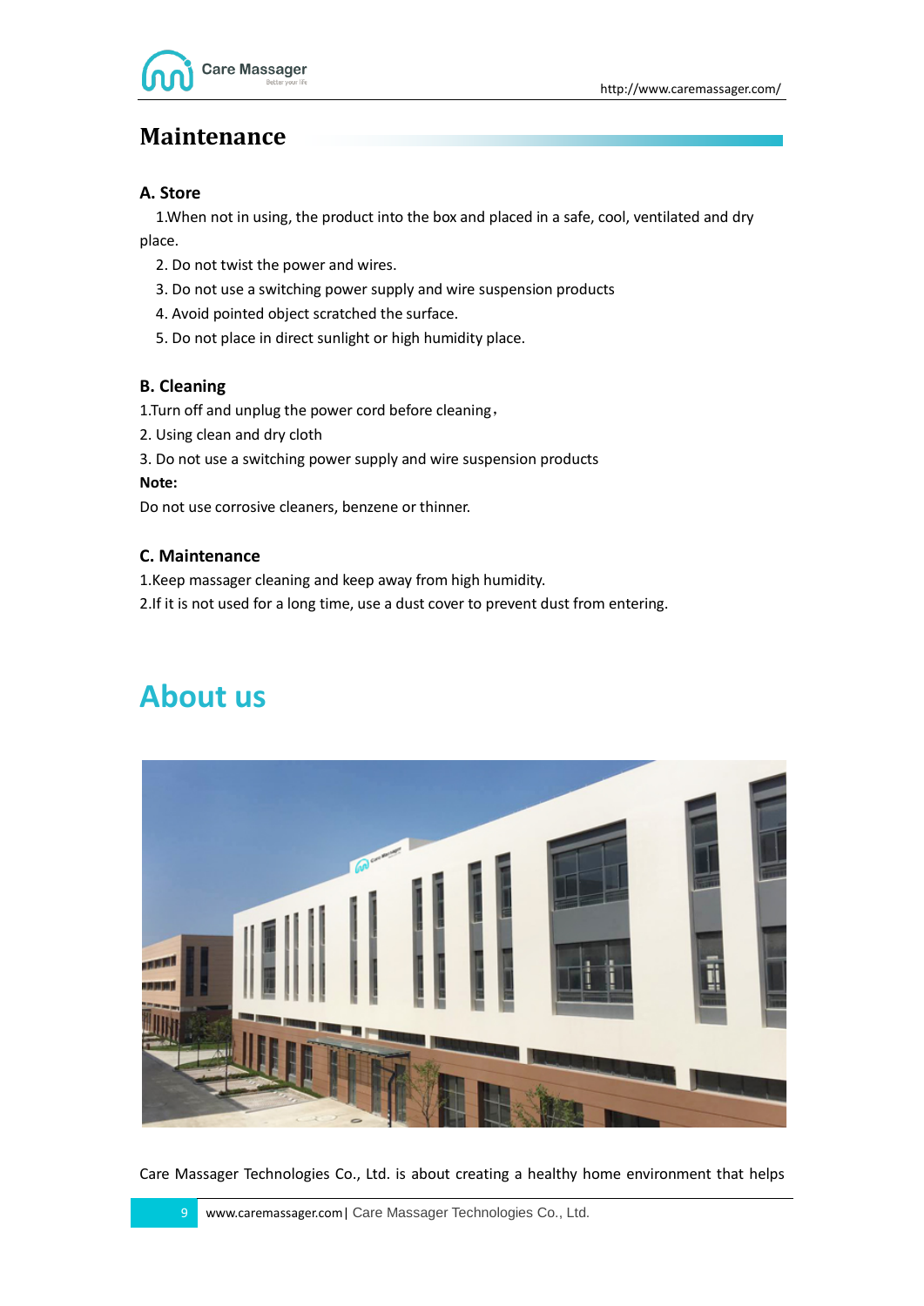## Maintenance

### A. Store

1.When not in using, the product into the box and placed in a safe, cool, ventilated and dry place.

2. Do not twist the power and wires.

3. Do not use a switching power supply and wire suspension products

4. Avoid pointed object scratched the surface.

5. Do not place in direct sunlight or high humidity place.

### B. Cleaning

1.Turn off and unplug the power cord before cleaning，

2. Using clean and dry cloth

3. Do not use a switching power supply and wire suspension products

**Note:**

Do not use corrosive cleaners, benzene or thinner.

### C. Maintenance

1.Keep massager cleaning and keep away from high humidity.

2.If it is not used for a long time, use a dust cover to prevent dust from entering.

## About us

Care Massager Technologies Co., Ltd. is about creating a healthy home environment that helps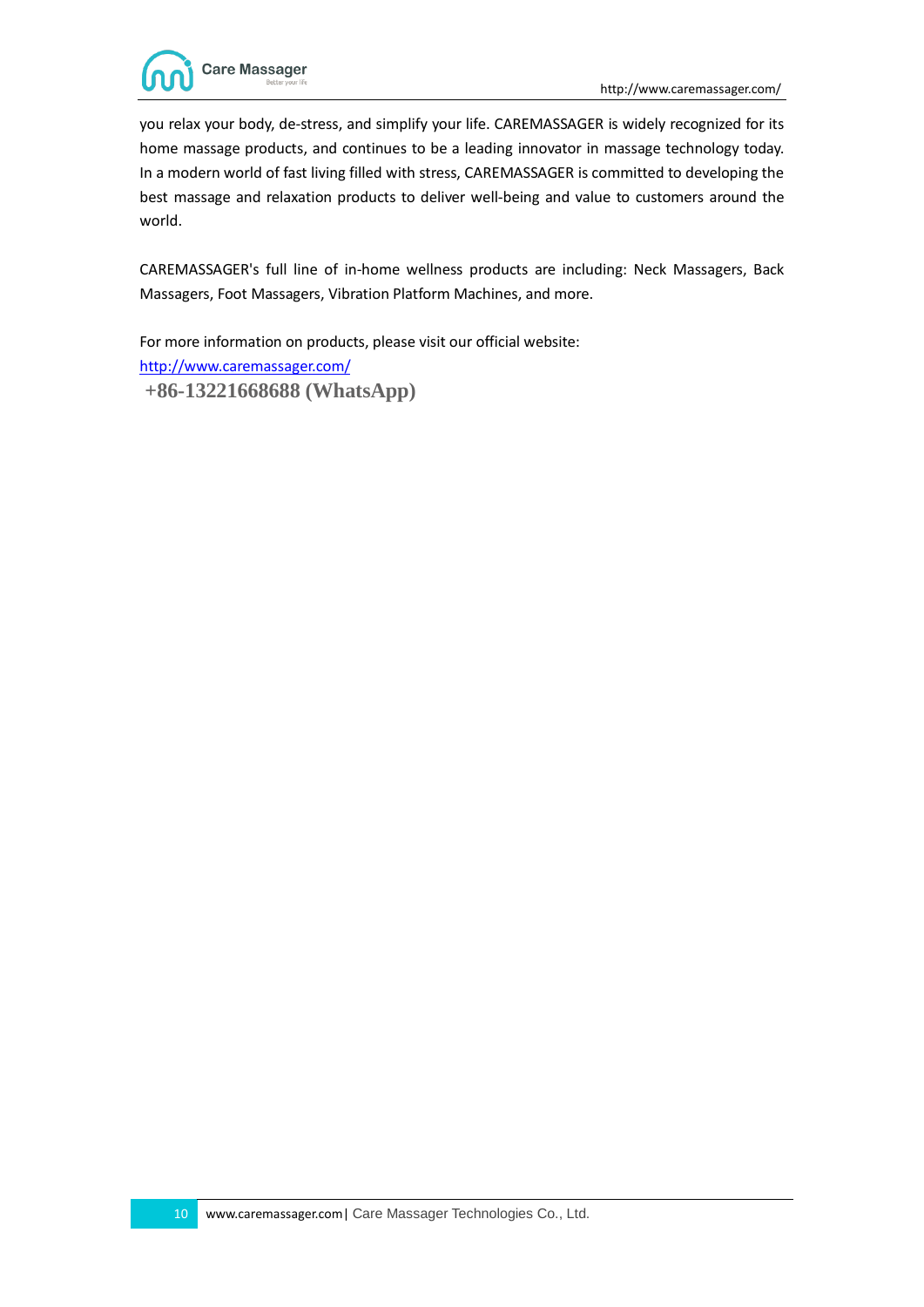you relax your body, de-stress, and simplify your life. CAREMASSAGER is widely recognized for its home massage products, and continues to be a leading innovator in massage technology today. In a modern world of fast living filled with stress, CAREMASSAGER is committed to developing the best massage and relaxation products to deliver well-being and value to customers around the world.

CAREMASSAGER's full line of in-home wellness products are including: Neck Massagers, Back Massagers, Foot Massagers, Vibration Platform Machines, and more.

For more information on products, please visit our official website:
http://www.caremassager.com/

**+86-13221668688 (WhatsApp)**